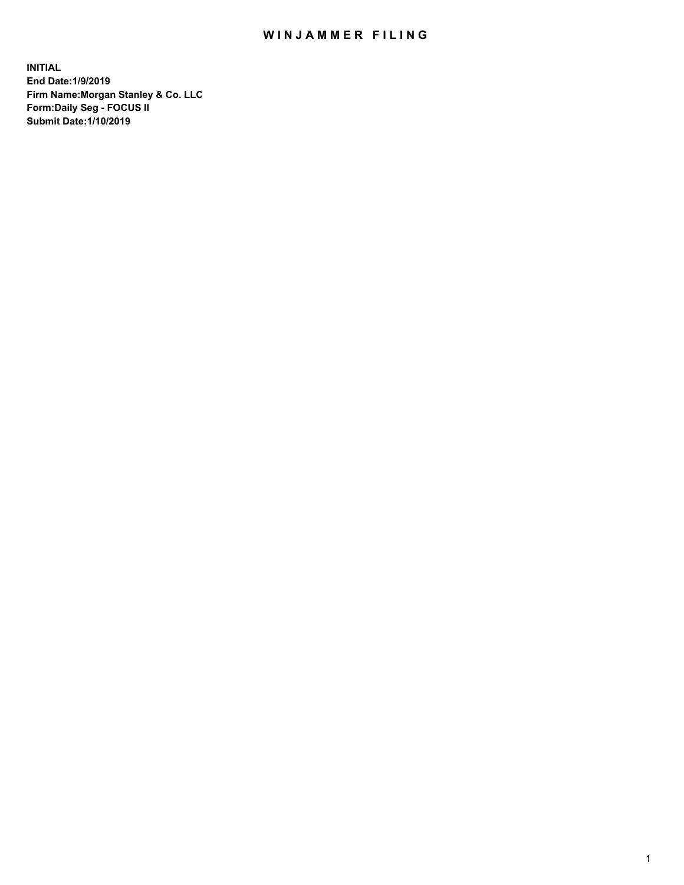# WINJAMMER FILING

**INITIAL**
**End Date:1/9/2019**
**Firm Name:Morgan Stanley & Co. LLC**
**Form:Daily Seg - FOCUS II**
**Submit Date:1/10/2019**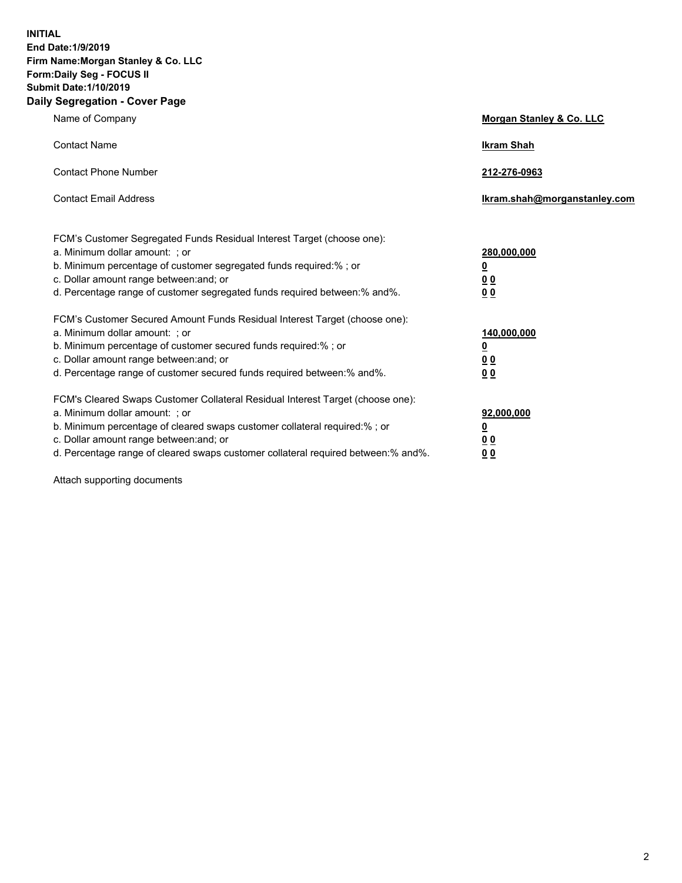**INITIAL**
**End Date:1/9/2019**
**Firm Name:Morgan Stanley & Co. LLC**
**Form:Daily Seg - FOCUS II**
**Submit Date:1/10/2019**
**Daily Segregation - Cover Page**

| | |
|---|---|
| Name of Company | **Morgan Stanley & Co. LLC** |
| Contact Name | **Ikram Shah** |
| Contact Phone Number | **212-276-0963** |
| Contact Email Address | **Ikram.shah@morganstanley.com** |

| | |
|---|---|
| FCM's Customer Segregated Funds Residual Interest Target (choose one): | |
| a. Minimum dollar amount: ; or | **280,000,000** |
| b. Minimum percentage of customer segregated funds required:% ; or | **0** |
| c. Dollar amount range between:and; or | **0 0** |
| d. Percentage range of customer segregated funds required between:% and%. | **0 0** |
| FCM's Customer Secured Amount Funds Residual Interest Target (choose one): | |
| a. Minimum dollar amount: ; or | **140,000,000** |
| b. Minimum percentage of customer secured funds required:% ; or | **0** |
| c. Dollar amount range between:and; or | **0 0** |
| d. Percentage range of customer secured funds required between:% and%. | **0 0** |
| FCM's Cleared Swaps Customer Collateral Residual Interest Target (choose one): | |
| a. Minimum dollar amount: ; or | **92,000,000** |
| b. Minimum percentage of cleared swaps customer collateral required:% ; or | **0** |
| c. Dollar amount range between:and; or | **0 0** |
| d. Percentage range of cleared swaps customer collateral required between:% and%. | **0 0** |

Attach supporting documents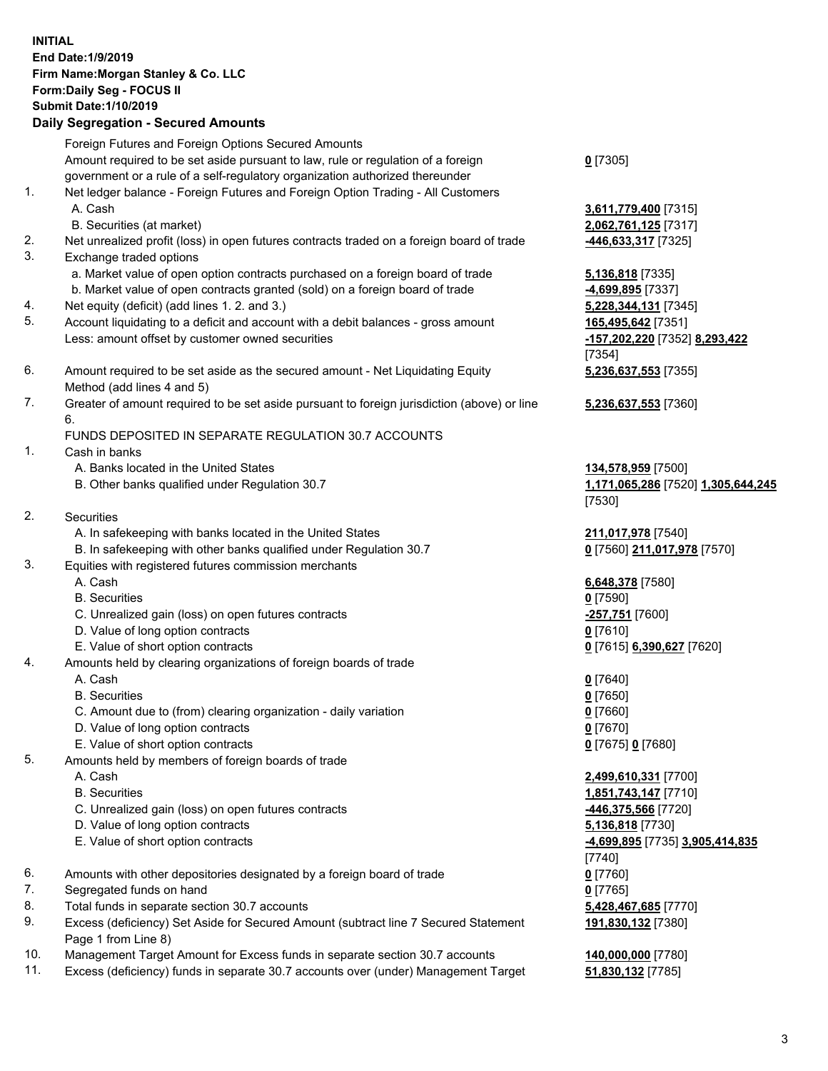**INITIAL**
**End Date:1/9/2019**
**Firm Name:Morgan Stanley & Co. LLC**
**Form:Daily Seg - FOCUS II**
**Submit Date:1/10/2019**

## Daily Segregation - Secured Amounts

| | | |
|---|---|---|
| | Foreign Futures and Foreign Options Secured Amounts | |
| | Amount required to be set aside pursuant to law, rule or regulation of a foreign government or a rule of a self-regulatory organization authorized thereunder | **0** [7305] |
| 1. | Net ledger balance - Foreign Futures and Foreign Option Trading - All Customers | |
| | A. Cash | **3,611,779,400** [7315] |
| | B. Securities (at market) | **2,062,761,125** [7317] |
| 2. | Net unrealized profit (loss) in open futures contracts traded on a foreign board of trade | **-446,633,317** [7325] |
| 3. | Exchange traded options | |
| | a. Market value of open option contracts purchased on a foreign board of trade | **5,136,818** [7335] |
| | b. Market value of open contracts granted (sold) on a foreign board of trade | **-4,699,895** [7337] |
| 4. | Net equity (deficit) (add lines 1. 2. and 3.) | **5,228,344,131** [7345] |
| 5. | Account liquidating to a deficit and account with a debit balances - gross amount | **165,495,642** [7351] |
| | Less: amount offset by customer owned securities | **-157,202,220** [7352] **8,293,422** [7354] |
| 6. | Amount required to be set aside as the secured amount - Net Liquidating Equity Method (add lines 4 and 5) | **5,236,637,553** [7355] |
| 7. | Greater of amount required to be set aside pursuant to foreign jurisdiction (above) or line 6. | **5,236,637,553** [7360] |
| | FUNDS DEPOSITED IN SEPARATE REGULATION 30.7 ACCOUNTS | |
| 1. | Cash in banks | |
| | A. Banks located in the United States | **134,578,959** [7500] |
| | B. Other banks qualified under Regulation 30.7 | **1,171,065,286** [7520] **1,305,644,245** [7530] |
| 2. | Securities | |
| | A. In safekeeping with banks located in the United States | **211,017,978** [7540] |
| | B. In safekeeping with other banks qualified under Regulation 30.7 | **0** [7560] **211,017,978** [7570] |
| 3. | Equities with registered futures commission merchants | |
| | A. Cash | **6,648,378** [7580] |
| | B. Securities | **0** [7590] |
| | C. Unrealized gain (loss) on open futures contracts | **-257,751** [7600] |
| | D. Value of long option contracts | **0** [7610] |
| | E. Value of short option contracts | **0** [7615] **6,390,627** [7620] |
| 4. | Amounts held by clearing organizations of foreign boards of trade | |
| | A. Cash | **0** [7640] |
| | B. Securities | **0** [7650] |
| | C. Amount due to (from) clearing organization - daily variation | **0** [7660] |
| | D. Value of long option contracts | **0** [7670] |
| | E. Value of short option contracts | **0** [7675] **0** [7680] |
| 5. | Amounts held by members of foreign boards of trade | |
| | A. Cash | **2,499,610,331** [7700] |
| | B. Securities | **1,851,743,147** [7710] |
| | C. Unrealized gain (loss) on open futures contracts | **-446,375,566** [7720] |
| | D. Value of long option contracts | **5,136,818** [7730] |
| | E. Value of short option contracts | **-4,699,895** [7735] **3,905,414,835** [7740] |
| 6. | Amounts with other depositories designated by a foreign board of trade | **0** [7760] |
| 7. | Segregated funds on hand | **0** [7765] |
| 8. | Total funds in separate section 30.7 accounts | **5,428,467,685** [7770] |
| 9. | Excess (deficiency) Set Aside for Secured Amount (subtract line 7 Secured Statement Page 1 from Line 8) | **191,830,132** [7380] |
| 10. | Management Target Amount for Excess funds in separate section 30.7 accounts | **140,000,000** [7780] |
| 11. | Excess (deficiency) funds in separate 30.7 accounts over (under) Management Target | **51,830,132** [7785] |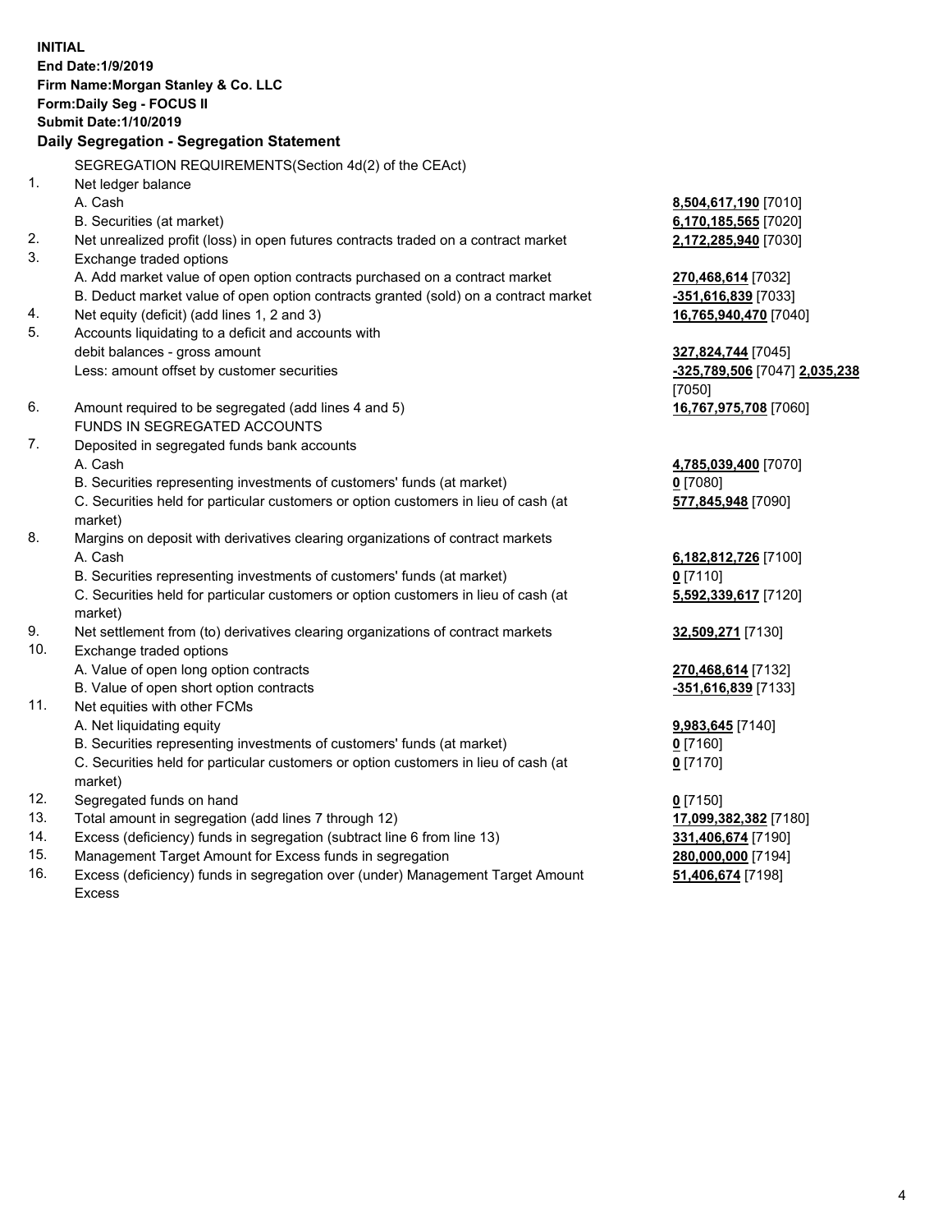**INITIAL**
**End Date:1/9/2019**
**Firm Name:Morgan Stanley & Co. LLC**
**Form:Daily Seg - FOCUS II**
**Submit Date:1/10/2019**

### Daily Segregation - Segregation Statement

SEGREGATION REQUIREMENTS(Section 4d(2) of the CEAct)

| | | |
|---|---|---|
| 1. | Net ledger balance | |
| | A. Cash | **8,504,617,190** [7010] |
| | B. Securities (at market) | **6,170,185,565** [7020] |
| 2. | Net unrealized profit (loss) in open futures contracts traded on a contract market | **2,172,285,940** [7030] |
| 3. | Exchange traded options | |
| | A. Add market value of open option contracts purchased on a contract market | **270,468,614** [7032] |
| | B. Deduct market value of open option contracts granted (sold) on a contract market | **-351,616,839** [7033] |
| 4. | Net equity (deficit) (add lines 1, 2 and 3) | **16,765,940,470** [7040] |
| 5. | Accounts liquidating to a deficit and accounts with debit balances - gross amount | **327,824,744** [7045] |
| | Less: amount offset by customer securities | **-325,789,506** [7047] **2,035,238** [7050] |
| 6. | Amount required to be segregated (add lines 4 and 5) | **16,767,975,708** [7060] |
| | FUNDS IN SEGREGATED ACCOUNTS | |
| 7. | Deposited in segregated funds bank accounts | |
| | A. Cash | **4,785,039,400** [7070] |
| | B. Securities representing investments of customers' funds (at market) | **0** [7080] |
| | C. Securities held for particular customers or option customers in lieu of cash (at market) | **577,845,948** [7090] |
| 8. | Margins on deposit with derivatives clearing organizations of contract markets | |
| | A. Cash | **6,182,812,726** [7100] |
| | B. Securities representing investments of customers' funds (at market) | **0** [7110] |
| | C. Securities held for particular customers or option customers in lieu of cash (at market) | **5,592,339,617** [7120] |
| 9. | Net settlement from (to) derivatives clearing organizations of contract markets | **32,509,271** [7130] |
| 10. | Exchange traded options | |
| | A. Value of open long option contracts | **270,468,614** [7132] |
| | B. Value of open short option contracts | **-351,616,839** [7133] |
| 11. | Net equities with other FCMs | |
| | A. Net liquidating equity | **9,983,645** [7140] |
| | B. Securities representing investments of customers' funds (at market) | **0** [7160] |
| | C. Securities held for particular customers or option customers in lieu of cash (at market) | **0** [7170] |
| 12. | Segregated funds on hand | **0** [7150] |
| 13. | Total amount in segregation (add lines 7 through 12) | **17,099,382,382** [7180] |
| 14. | Excess (deficiency) funds in segregation (subtract line 6 from line 13) | **331,406,674** [7190] |
| 15. | Management Target Amount for Excess funds in segregation | **280,000,000** [7194] |
| 16. | Excess (deficiency) funds in segregation over (under) Management Target Amount Excess | **51,406,674** [7198] |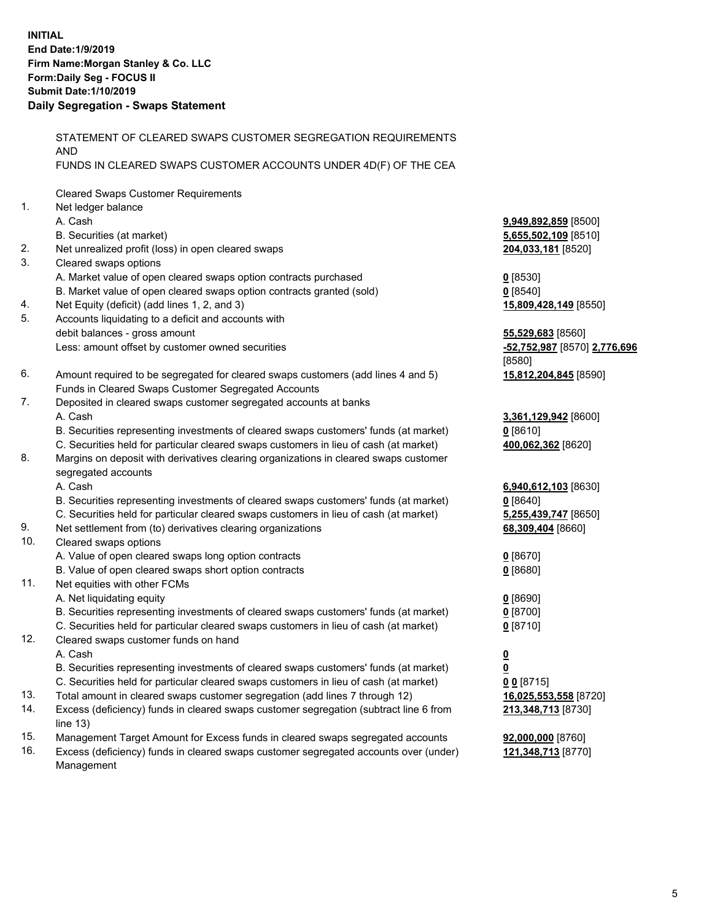**INITIAL**
**End Date:1/9/2019**
**Firm Name:Morgan Stanley & Co. LLC**
**Form:Daily Seg - FOCUS II**
**Submit Date:1/10/2019**
**Daily Segregation - Swaps Statement**

STATEMENT OF CLEARED SWAPS CUSTOMER SEGREGATION REQUIREMENTS AND FUNDS IN CLEARED SWAPS CUSTOMER ACCOUNTS UNDER 4D(F) OF THE CEA

| | | |
|---|---|---|
| | Cleared Swaps Customer Requirements | |
| 1. | Net ledger balance | |
| | A. Cash | **9,949,892,859** [8500] |
| | B. Securities (at market) | **5,655,502,109** [8510] |
| 2. | Net unrealized profit (loss) in open cleared swaps | **204,033,181** [8520] |
| 3. | Cleared swaps options | |
| | A. Market value of open cleared swaps option contracts purchased | **0** [8530] |
| | B. Market value of open cleared swaps option contracts granted (sold) | **0** [8540] |
| 4. | Net Equity (deficit) (add lines 1, 2, and 3) | **15,809,428,149** [8550] |
| 5. | Accounts liquidating to a deficit and accounts with debit balances - gross amount | **55,529,683** [8560] |
| | Less: amount offset by customer owned securities | **-52,752,987** [8570] **2,776,696** [8580] |
| 6. | Amount required to be segregated for cleared swaps customers (add lines 4 and 5) | **15,812,204,845** [8590] |
| | Funds in Cleared Swaps Customer Segregated Accounts | |
| 7. | Deposited in cleared swaps customer segregated accounts at banks | |
| | A. Cash | **3,361,129,942** [8600] |
| | B. Securities representing investments of cleared swaps customers' funds (at market) | **0** [8610] |
| | C. Securities held for particular cleared swaps customers in lieu of cash (at market) | **400,062,362** [8620] |
| 8. | Margins on deposit with derivatives clearing organizations in cleared swaps customer segregated accounts | |
| | A. Cash | **6,940,612,103** [8630] |
| | B. Securities representing investments of cleared swaps customers' funds (at market) | **0** [8640] |
| | C. Securities held for particular cleared swaps customers in lieu of cash (at market) | **5,255,439,747** [8650] |
| 9. | Net settlement from (to) derivatives clearing organizations | **68,309,404** [8660] |
| 10. | Cleared swaps options | |
| | A. Value of open cleared swaps long option contracts | **0** [8670] |
| | B. Value of open cleared swaps short option contracts | **0** [8680] |
| 11. | Net equities with other FCMs | |
| | A. Net liquidating equity | **0** [8690] |
| | B. Securities representing investments of cleared swaps customers' funds (at market) | **0** [8700] |
| | C. Securities held for particular cleared swaps customers in lieu of cash (at market) | **0** [8710] |
| 12. | Cleared swaps customer funds on hand | |
| | A. Cash | **0** |
| | B. Securities representing investments of cleared swaps customers' funds (at market) | **0** |
| | C. Securities held for particular cleared swaps customers in lieu of cash (at market) | **0** **0** [8715] |
| 13. | Total amount in cleared swaps customer segregation (add lines 7 through 12) | **16,025,553,558** [8720] |
| 14. | Excess (deficiency) funds in cleared swaps customer segregation (subtract line 6 from line 13) | **213,348,713** [8730] |
| 15. | Management Target Amount for Excess funds in cleared swaps segregated accounts | **92,000,000** [8760] |
| 16. | Excess (deficiency) funds in cleared swaps customer segregated accounts over (under) Management | **121,348,713** [8770] |